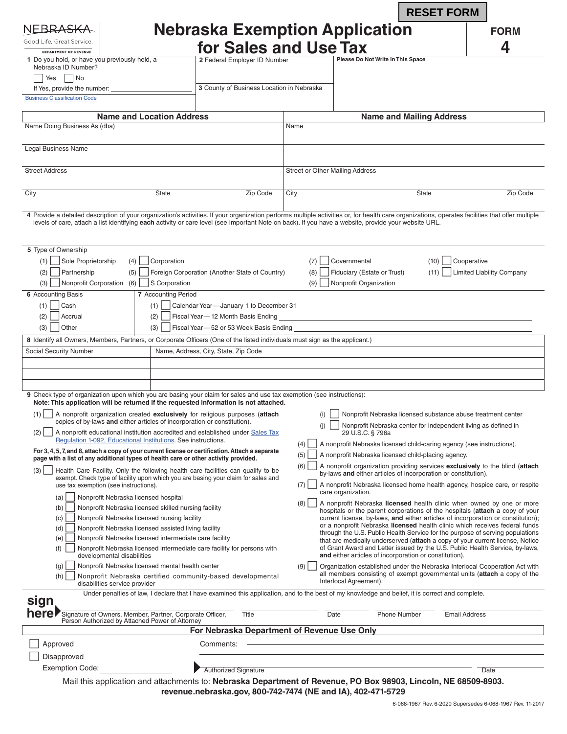RESET FORM

NEBRASKA
Good Life. Great Service.
DEPARTMENT OF REVENUE

# Nebraska Exemption Application for Sales and Use Tax

**FORM 4**

**1** Do you hold, or have you previously held, a Nebraska ID Number?
☐ Yes ☐ No
If Yes, provide the number: ______________

Business Classification Code

**2** Federal Employer ID Number

**3** County of Business Location in Nebraska

**Please Do Not Write In This Space**

| Name and Location Address | | | Name and Mailing Address | | |
|---|---|---|---|---|---|
| Name Doing Business As (dba) | | | Name | | |
| Legal Business Name | | | | | |
| Street Address | | | Street or Other Mailing Address | | |
| City | State | Zip Code | City | State | Zip Code |

**4** Provide a detailed description of your organization's activities. If your organization performs multiple activities or, for health care organizations, operates facilities that offer multiple levels of care, attach a list identifying **each** activity or care level (see Important Note on back). If you have a website, provide your website URL.

**5** Type of Ownership

(1) ☐ Sole Proprietorship
(2) ☐ Partnership
(3) ☐ Nonprofit Corporation
(4) ☐ Corporation
(5) ☐ Foreign Corporation (Another State of Country)
(6) ☐ S Corporation
(7) ☐ Governmental
(8) ☐ Fiduciary (Estate or Trust)
(9) ☐ Nonprofit Organization
(10) ☐ Cooperative
(11) ☐ Limited Liability Company

**6** Accounting Basis

(1) ☐ Cash
(2) ☐ Accrual
(3) ☐ Other ______

**7** Accounting Period

(1) ☐ Calendar Year—January 1 to December 31
(2) ☐ Fiscal Year—12 Month Basis Ending ______
(3) ☐ Fiscal Year—52 or 53 Week Basis Ending ______

**8** Identify all Owners, Members, Partners, or Corporate Officers (One of the listed individuals must sign as the applicant.)

| Social Security Number | Name, Address, City, State, Zip Code |
|---|---|
| | |
| | |
| | |

**9** Check type of organization upon which you are basing your claim for sales and use tax exemption (see instructions):
**Note: This application will be returned if the requested information is not attached.**

(1) ☐ A nonprofit organization created **exclusively** for religious purposes (**attach** copies of by-laws **and** either articles of incorporation or constitution).

(2) ☐ A nonprofit educational institution accredited and established under Sales Tax Regulation 1-092, Educational Institutions. See instructions.

**For 3, 4, 5, 7, and 8, attach a copy of your current license or certification. Attach a separate page with a list of any additional types of health care or other activity provided.**

(3) ☐ Health Care Facility. Only the following health care facilities can qualify to be exempt. Check type of facility upon which you are basing your claim for sales and use tax exemption (see instructions).

(a) ☐ Nonprofit Nebraska licensed hospital
(b) ☐ Nonprofit Nebraska licensed skilled nursing facility
(c) ☐ Nonprofit Nebraska licensed nursing facility
(d) ☐ Nonprofit Nebraska licensed assisted living facility
(e) ☐ Nonprofit Nebraska licensed intermediate care facility
(f) ☐ Nonprofit Nebraska licensed intermediate care facility for persons with developmental disabilities
(g) ☐ Nonprofit Nebraska licensed mental health center
(h) ☐ Nonprofit Nebraska certified community-based developmental disabilities service provider
(i) ☐ Nonprofit Nebraska licensed substance abuse treatment center
(j) ☐ Nonprofit Nebraska center for independent living as defined in 29 U.S.C. § 796a

(4) ☐ A nonprofit Nebraska licensed child-caring agency (see instructions).

(5) ☐ A nonprofit Nebraska licensed child-placing agency.

(6) ☐ A nonprofit organization providing services **exclusively** to the blind (**attach** by-laws **and** either articles of incorporation or constitution).

(7) ☐ A nonprofit Nebraska licensed home health agency, hospice care, or respite care organization.

(8) ☐ A nonprofit Nebraska **licensed** health clinic when owned by one or more hospitals or the parent corporations of the hospitals (**attach** a copy of your current license, by-laws, **and** either articles of incorporation or constitution); or a nonprofit Nebraska **licensed** health clinic which receives federal funds through the U.S. Public Health Service for the purpose of serving populations that are medically underserved (**attach** a copy of your current license, Notice of Grant Award and Letter issued by the U.S. Public Health Service, by-laws, **and** either articles of incorporation or constitution).

(9) ☐ Organization established under the Nebraska Interlocal Cooperation Act with all members consisting of exempt governmental units (**attach** a copy of the Interlocal Agreement).

**sign here**

Under penalties of law, I declare that I have examined this application, and to the best of my knowledge and belief, it is correct and complete.

Signature of Owners, Member, Partner, Corporate Officer, Person Authorized by Attached Power of Attorney | Title | Date | Phone Number | Email Address

**For Nebraska Department of Revenue Use Only**

☐ Approved
☐ Disapproved
Exemption Code: ______

Comments: ______

Authorized Signature | Date

Mail this application and attachments to: **Nebraska Department of Revenue, PO Box 98903, Lincoln, NE 68509-8903.**
**revenue.nebraska.gov, 800-742-7474 (NE and IA), 402-471-5729**

6-068-1967 Rev. 6-2020 Supersedes 6-068-1967 Rev. 11-2017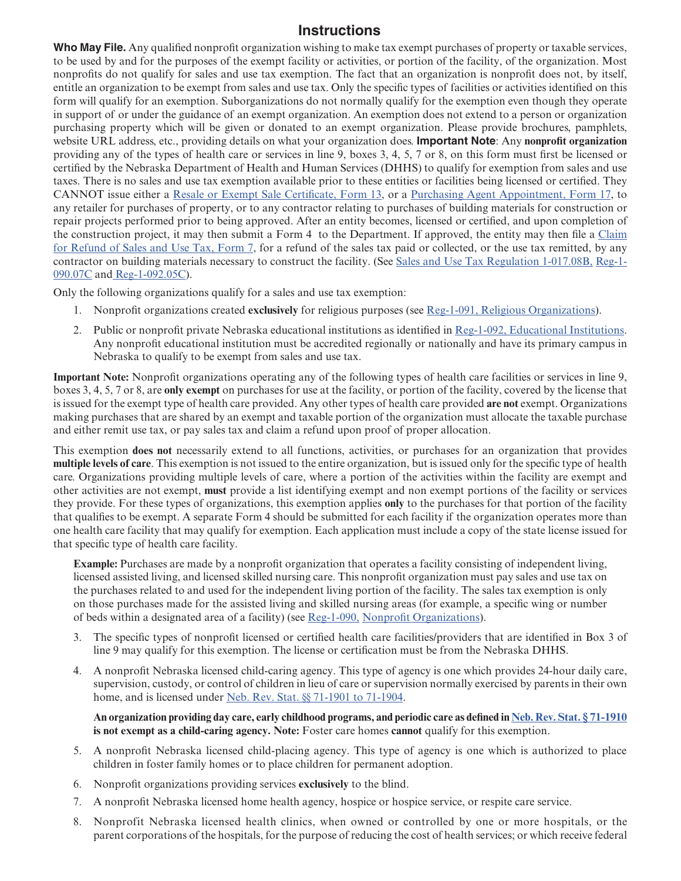# Instructions

**Who May File.** Any qualified nonprofit organization wishing to make tax exempt purchases of property or taxable services, to be used by and for the purposes of the exempt facility or activities, or portion of the facility, of the organization. Most nonprofits do not qualify for sales and use tax exemption. The fact that an organization is nonprofit does not, by itself, entitle an organization to be exempt from sales and use tax. Only the specific types of facilities or activities identified on this form will qualify for an exemption. Suborganizations do not normally qualify for the exemption even though they operate in support of or under the guidance of an exempt organization. An exemption does not extend to a person or organization purchasing property which will be given or donated to an exempt organization. Please provide brochures, pamphlets, website URL address, etc., providing details on what your organization does. **Important Note**: Any **nonprofit organization** providing any of the types of health care or services in line 9, boxes 3, 4, 5, 7 or 8, on this form must first be licensed or certified by the Nebraska Department of Health and Human Services (DHHS) to qualify for exemption from sales and use taxes. There is no sales and use tax exemption available prior to these entities or facilities being licensed or certified. They CANNOT issue either a Resale or Exempt Sale Certificate, Form 13, or a Purchasing Agent Appointment, Form 17, to any retailer for purchases of property, or to any contractor relating to purchases of building materials for construction or repair projects performed prior to being approved. After an entity becomes, licensed or certified, and upon completion of the construction project, it may then submit a Form 4 to the Department. If approved, the entity may then file a Claim for Refund of Sales and Use Tax, Form 7, for a refund of the sales tax paid or collected, or the use tax remitted, by any contractor on building materials necessary to construct the facility. (See Sales and Use Tax Regulation 1-017.08B, Reg-1-090.07C and Reg-1-092.05C).

Only the following organizations qualify for a sales and use tax exemption:

1. Nonprofit organizations created **exclusively** for religious purposes (see Reg-1-091, Religious Organizations).
2. Public or nonprofit private Nebraska educational institutions as identified in Reg-1-092, Educational Institutions. Any nonprofit educational institution must be accredited regionally or nationally and have its primary campus in Nebraska to qualify to be exempt from sales and use tax.

**Important Note:** Nonprofit organizations operating any of the following types of health care facilities or services in line 9, boxes 3, 4, 5, 7 or 8, are **only exempt** on purchases for use at the facility, or portion of the facility, covered by the license that is issued for the exempt type of health care provided. Any other types of health care provided **are not** exempt. Organizations making purchases that are shared by an exempt and taxable portion of the organization must allocate the taxable purchase and either remit use tax, or pay sales tax and claim a refund upon proof of proper allocation.

This exemption **does not** necessarily extend to all functions, activities, or purchases for an organization that provides **multiple levels of care**. This exemption is not issued to the entire organization, but is issued only for the specific type of health care. Organizations providing multiple levels of care, where a portion of the activities within the facility are exempt and other activities are not exempt, **must** provide a list identifying exempt and non exempt portions of the facility or services they provide. For these types of organizations, this exemption applies **only** to the purchases for that portion of the facility that qualifies to be exempt. A separate Form 4 should be submitted for each facility if the organization operates more than one health care facility that may qualify for exemption. Each application must include a copy of the state license issued for that specific type of health care facility.

> **Example:** Purchases are made by a nonprofit organization that operates a facility consisting of independent living, licensed assisted living, and licensed skilled nursing care. This nonprofit organization must pay sales and use tax on the purchases related to and used for the independent living portion of the facility. The sales tax exemption is only on those purchases made for the assisted living and skilled nursing areas (for example, a specific wing or number of beds within a designated area of a facility) (see Reg-1-090, Nonprofit Organizations).

3. The specific types of nonprofit licensed or certified health care facilities/providers that are identified in Box 3 of line 9 may qualify for this exemption. The license or certification must be from the Nebraska DHHS.
4. A nonprofit Nebraska licensed child-caring agency. This type of agency is one which provides 24-hour daily care, supervision, custody, or control of children in lieu of care or supervision normally exercised by parents in their own home, and is licensed under Neb. Rev. Stat. §§ 71-1901 to 71-1904.

   **An organization providing day care, early childhood programs, and periodic care as defined in Neb. Rev. Stat. § 71-1910 is not exempt as a child-caring agency. Note:** Foster care homes **cannot** qualify for this exemption.
5. A nonprofit Nebraska licensed child-placing agency. This type of agency is one which is authorized to place children in foster family homes or to place children for permanent adoption.
6. Nonprofit organizations providing services **exclusively** to the blind.
7. A nonprofit Nebraska licensed home health agency, hospice or hospice service, or respite care service.
8. Nonprofit Nebraska licensed health clinics, when owned or controlled by one or more hospitals, or the parent corporations of the hospitals, for the purpose of reducing the cost of health services; or which receive federal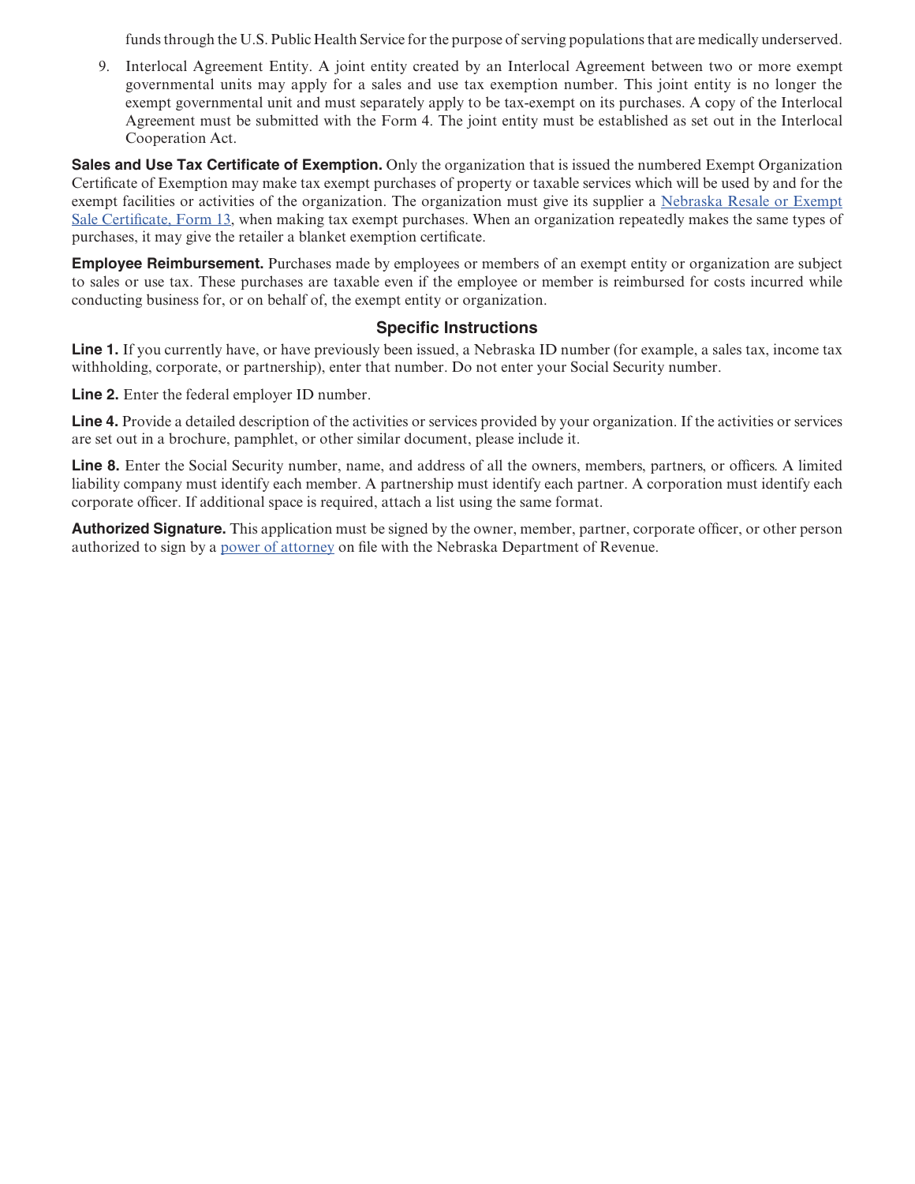funds through the U.S. Public Health Service for the purpose of serving populations that are medically underserved.

9. Interlocal Agreement Entity. A joint entity created by an Interlocal Agreement between two or more exempt governmental units may apply for a sales and use tax exemption number. This joint entity is no longer the exempt governmental unit and must separately apply to be tax-exempt on its purchases. A copy of the Interlocal Agreement must be submitted with the Form 4. The joint entity must be established as set out in the Interlocal Cooperation Act.

**Sales and Use Tax Certificate of Exemption.** Only the organization that is issued the numbered Exempt Organization Certificate of Exemption may make tax exempt purchases of property or taxable services which will be used by and for the exempt facilities or activities of the organization. The organization must give its supplier a Nebraska Resale or Exempt Sale Certificate, Form 13, when making tax exempt purchases. When an organization repeatedly makes the same types of purchases, it may give the retailer a blanket exemption certificate.

**Employee Reimbursement.** Purchases made by employees or members of an exempt entity or organization are subject to sales or use tax. These purchases are taxable even if the employee or member is reimbursed for costs incurred while conducting business for, or on behalf of, the exempt entity or organization.

## Specific Instructions

**Line 1.** If you currently have, or have previously been issued, a Nebraska ID number (for example, a sales tax, income tax withholding, corporate, or partnership), enter that number. Do not enter your Social Security number.

**Line 2.** Enter the federal employer ID number.

**Line 4.** Provide a detailed description of the activities or services provided by your organization. If the activities or services are set out in a brochure, pamphlet, or other similar document, please include it.

**Line 8.** Enter the Social Security number, name, and address of all the owners, members, partners, or officers. A limited liability company must identify each member. A partnership must identify each partner. A corporation must identify each corporate officer. If additional space is required, attach a list using the same format.

**Authorized Signature.** This application must be signed by the owner, member, partner, corporate officer, or other person authorized to sign by a power of attorney on file with the Nebraska Department of Revenue.